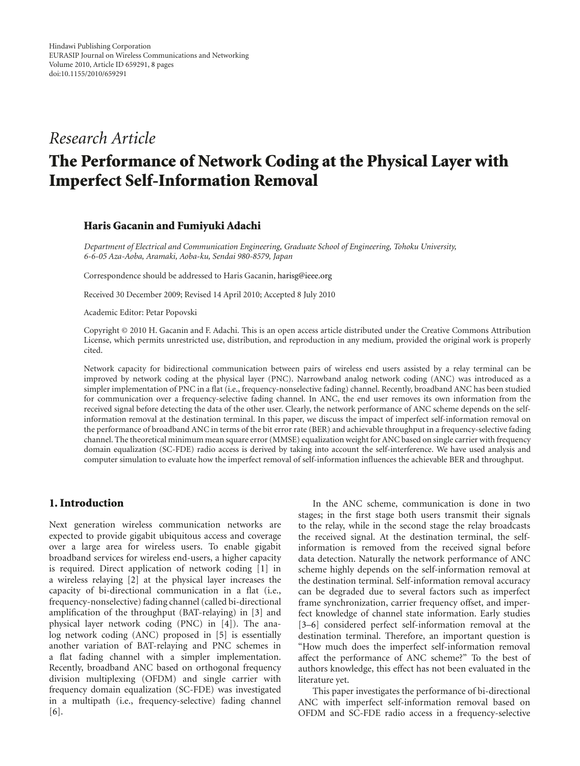Hindawi Publishing Corporation
EURASIP Journal on Wireless Communications and Networking
Volume 2010, Article ID 659291, 8 pages
doi:10.1155/2010/659291

*Research Article*

# The Performance of Network Coding at the Physical Layer with Imperfect Self-Information Removal

**Haris Gacanin and Fumiyuki Adachi**

*Department of Electrical and Communication Engineering, Graduate School of Engineering, Tohoku University, 6-6-05 Aza-Aoba, Aramaki, Aoba-ku, Sendai 980-8579, Japan*

Correspondence should be addressed to Haris Gacanin, harisg@ieee.org

Received 30 December 2009; Revised 14 April 2010; Accepted 8 July 2010

Academic Editor: Petar Popovski

Copyright © 2010 H. Gacanin and F. Adachi. This is an open access article distributed under the Creative Commons Attribution License, which permits unrestricted use, distribution, and reproduction in any medium, provided the original work is properly cited.

Network capacity for bidirectional communication between pairs of wireless end users assisted by a relay terminal can be improved by network coding at the physical layer (PNC). Narrowband analog network coding (ANC) was introduced as a simpler implementation of PNC in a flat (i.e., frequency-nonselective fading) channel. Recently, broadband ANC has been studied for communication over a frequency-selective fading channel. In ANC, the end user removes its own information from the received signal before detecting the data of the other user. Clearly, the network performance of ANC scheme depends on the self-information removal at the destination terminal. In this paper, we discuss the impact of imperfect self-information removal on the performance of broadband ANC in terms of the bit error rate (BER) and achievable throughput in a frequency-selective fading channel. The theoretical minimum mean square error (MMSE) equalization weight for ANC based on single carrier with frequency domain equalization (SC-FDE) radio access is derived by taking into account the self-interference. We have used analysis and computer simulation to evaluate how the imperfect removal of self-information influences the achievable BER and throughput.

## 1. Introduction

Next generation wireless communication networks are expected to provide gigabit ubiquitous access and coverage over a large area for wireless users. To enable gigabit broadband services for wireless end-users, a higher capacity is required. Direct application of network coding [1] in a wireless relaying [2] at the physical layer increases the capacity of bi-directional communication in a flat (i.e., frequency-nonselective) fading channel (called bi-directional amplification of the throughput (BAT-relaying) in [3] and physical layer network coding (PNC) in [4]). The analog network coding (ANC) proposed in [5] is essentially another variation of BAT-relaying and PNC schemes in a flat fading channel with a simpler implementation. Recently, broadband ANC based on orthogonal frequency division multiplexing (OFDM) and single carrier with frequency domain equalization (SC-FDE) was investigated in a multipath (i.e., frequency-selective) fading channel [6].

In the ANC scheme, communication is done in two stages; in the first stage both users transmit their signals to the relay, while in the second stage the relay broadcasts the received signal. At the destination terminal, the self-information is removed from the received signal before data detection. Naturally the network performance of ANC scheme highly depends on the self-information removal at the destination terminal. Self-information removal accuracy can be degraded due to several factors such as imperfect frame synchronization, carrier frequency offset, and imperfect knowledge of channel state information. Early studies [3–6] considered perfect self-information removal at the destination terminal. Therefore, an important question is "How much does the imperfect self-information removal affect the performance of ANC scheme?" To the best of authors knowledge, this effect has not been evaluated in the literature yet.

This paper investigates the performance of bi-directional ANC with imperfect self-information removal based on OFDM and SC-FDE radio access in a frequency-selective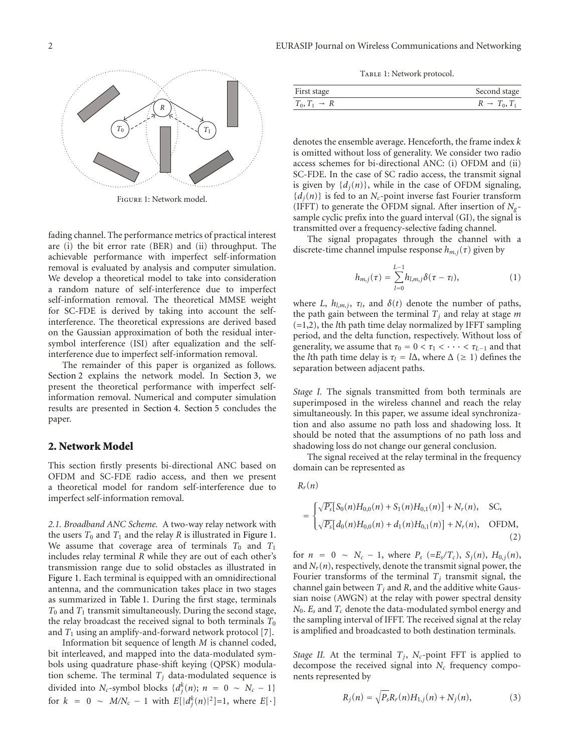Figure 1: Network model.

fading channel. The performance metrics of practical interest are (i) the bit error rate (BER) and (ii) throughput. The achievable performance with imperfect self-information removal is evaluated by analysis and computer simulation. We develop a theoretical model to take into consideration a random nature of self-interference due to imperfect self-information removal. The theoretical MMSE weight for SC-FDE is derived by taking into account the self-interference. The theoretical expressions are derived based on the Gaussian approximation of both the residual inter-symbol interference (ISI) after equalization and the self-interference due to imperfect self-information removal.

The remainder of this paper is organized as follows. Section 2 explains the network model. In Section 3, we present the theoretical performance with imperfect self-information removal. Numerical and computer simulation results are presented in Section 4. Section 5 concludes the paper.

## 2. Network Model

This section firstly presents bi-directional ANC based on OFDM and SC-FDE radio access, and then we present a theoretical model for random self-interference due to imperfect self-information removal.

*2.1. Broadband ANC Scheme.* A two-way relay network with the users $T_0$ and $T_1$ and the relay $R$ is illustrated in Figure 1. We assume that coverage area of terminals $T_0$ and $T_1$ includes relay terminal $R$ while they are out of each other's transmission range due to solid obstacles as illustrated in Figure 1. Each terminal is equipped with an omnidirectional antenna, and the communication takes place in two stages as summarized in Table 1. During the first stage, terminals $T_0$ and $T_1$ transmit simultaneously. During the second stage, the relay broadcast the received signal to both terminals $T_0$ and $T_1$ using an amplify-and-forward network protocol [7].

Information bit sequence of length $M$ is channel coded, bit interleaved, and mapped into the data-modulated symbols using quadrature phase-shift keying (QPSK) modulation scheme. The terminal $T_j$ data-modulated sequence is divided into $N_c$-symbol blocks $\{d_j^k(n);\ n = 0 \sim N_c - 1\}$ for $k = 0 \sim M/N_c - 1$ with $E[|d_j^k(n)|^2]=1$, where $E[\cdot]$ denotes the ensemble average. Henceforth, the frame index $k$ is omitted without loss of generality. We consider two radio access schemes for bi-directional ANC: (i) OFDM and (ii) SC-FDE. In the case of SC radio access, the transmit signal is given by $\{d_j(n)\}$, while in the case of OFDM signaling, $\{d_j(n)\}$ is fed to an $N_c$-point inverse fast Fourier transform (IFFT) to generate the OFDM signal. After insertion of $N_g$-sample cyclic prefix into the guard interval (GI), the signal is transmitted over a frequency-selective fading channel.

Table 1: Network protocol.

| First stage | Second stage |
|---|---|
| $T_0, T_1 \rightarrow R$ | $R \rightarrow T_0, T_1$ |

The signal propagates through the channel with a discrete-time channel impulse response $h_{m,j}(\tau)$ given by

$$h_{m,j}(\tau) = \sum_{l=0}^{L-1} h_{l,m,j}\delta(\tau - \tau_l), \tag{1}$$

where $L$, $h_{l,m,j}$, $\tau_l$, and $\delta(t)$ denote the number of paths, the path gain between the terminal $T_j$ and relay at stage $m$ (=1,2), the $l$th path time delay normalized by IFFT sampling period, and the delta function, respectively. Without loss of generality, we assume that $\tau_0 = 0 < \tau_1 < \cdots < \tau_{L-1}$ and that the $l$th path time delay is $\tau_l = l\Delta$, where $\Delta$ ($\geq 1$) defines the separation between adjacent paths.

*Stage I.* The signals transmitted from both terminals are superimposed in the wireless channel and reach the relay simultaneously. In this paper, we assume ideal synchronization and also assume no path loss and shadowing loss. It should be noted that the assumptions of no path loss and shadowing loss do not change our general conclusion.

The signal received at the relay terminal in the frequency domain can be represented as

$$R_r(n) = \begin{cases} \sqrt{P_s}\left[S_0(n)H_{0,0}(n) + S_1(n)H_{0,1}(n)\right] + N_r(n), & \text{SC}, \\ \sqrt{P_s}\left[d_0(n)H_{0,0}(n) + d_1(n)H_{0,1}(n)\right] + N_r(n), & \text{OFDM}, \end{cases} \tag{2}$$

for $n = 0 \sim N_c - 1$, where $P_s$ $(=E_s/T_c)$, $S_j(n)$, $H_{0,j}(n)$, and $N_r(n)$, respectively, denote the transmit signal power, the Fourier transforms of the terminal $T_j$ transmit signal, the channel gain between $T_j$ and $R$, and the additive white Gaussian noise (AWGN) at the relay with power spectral density $N_0$. $E_s$ and $T_c$ denote the data-modulated symbol energy and the sampling interval of IFFT. The received signal at the relay is amplified and broadcasted to both destination terminals.

*Stage II.* At the terminal $T_j$, $N_c$-point FFT is applied to decompose the received signal into $N_c$ frequency components represented by

$$R_j(n) = \sqrt{P_s}R_r(n)H_{1,j}(n) + N_j(n), \tag{3}$$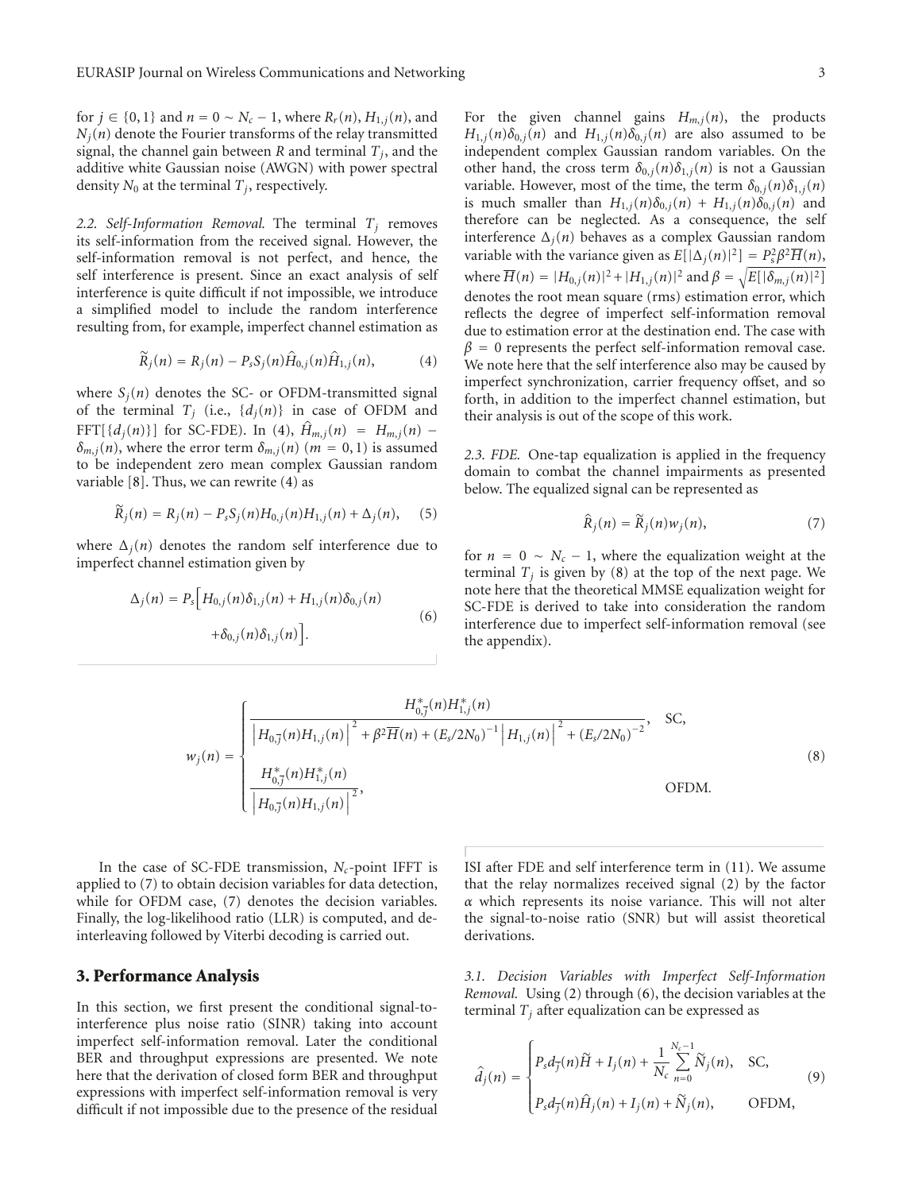for $j \in \{0, 1\}$ and $n = 0 \sim N_c - 1$, where $R_r(n)$, $H_{1,j}(n)$, and $N_j(n)$ denote the Fourier transforms of the relay transmitted signal, the channel gain between $R$ and terminal $T_j$, and the additive white Gaussian noise (AWGN) with power spectral density $N_0$ at the terminal $T_j$, respectively.

*2.2. Self-Information Removal.* The terminal $T_j$ removes its self-information from the received signal. However, the self-information removal is not perfect, and hence, the self interference is present. Since an exact analysis of self interference is quite difficult if not impossible, we introduce a simplified model to include the random interference resulting from, for example, imperfect channel estimation as

$$\widetilde{R}_j(n) = R_j(n) - P_s S_j(n) \widehat{H}_{0,j}(n) \widehat{H}_{1,j}(n), \tag{4}$$

where $S_j(n)$ denotes the SC- or OFDM-transmitted signal of the terminal $T_j$ (i.e., $\{d_j(n)\}$ in case of OFDM and FFT$[\{d_j(n)\}]$ for SC-FDE). In (4), $\widehat{H}_{m,j}(n) = H_{m,j}(n) - \delta_{m,j}(n)$, where the error term $\delta_{m,j}(n)$ $(m = 0, 1)$ is assumed to be independent zero mean complex Gaussian random variable [8]. Thus, we can rewrite (4) as

$$\widetilde{R}_j(n) = R_j(n) - P_s S_j(n) H_{0,j}(n) H_{1,j}(n) + \Delta_j(n), \tag{5}$$

where $\Delta_j(n)$ denotes the random self interference due to imperfect channel estimation given by

$$\Delta_j(n) = P_s \Big[ H_{0,j}(n)\delta_{1,j}(n) + H_{1,j}(n)\delta_{0,j}(n) + \delta_{0,j}(n)\delta_{1,j}(n) \Big]. \tag{6}$$

For the given channel gains $H_{m,j}(n)$, the products $H_{1,j}(n)\delta_{0,j}(n)$ and $H_{1,j}(n)\delta_{0,j}(n)$ are also assumed to be independent complex Gaussian random variables. On the other hand, the cross term $\delta_{0,j}(n)\delta_{1,j}(n)$ is not a Gaussian variable. However, most of the time, the term $\delta_{0,j}(n)\delta_{1,j}(n)$ is much smaller than $H_{1,j}(n)\delta_{0,j}(n) + H_{1,j}(n)\delta_{0,j}(n)$ and therefore can be neglected. As a consequence, the self interference $\Delta_j(n)$ behaves as a complex Gaussian random variable with the variance given as $E[|\Delta_j(n)|^2] = P_s^2 \beta^2 \overline{H}(n)$, where $\overline{H}(n) = |H_{0,j}(n)|^2 + |H_{1,j}(n)|^2$ and $\beta = \sqrt{E[|\delta_{m,j}(n)|^2]}$ denotes the root mean square (rms) estimation error, which reflects the degree of imperfect self-information removal due to estimation error at the destination end. The case with $\beta = 0$ represents the perfect self-information removal case. We note here that the self interference also may be caused by imperfect synchronization, carrier frequency offset, and so forth, in addition to the imperfect channel estimation, but their analysis is out of the scope of this work.

*2.3. FDE.* One-tap equalization is applied in the frequency domain to combat the channel impairments as presented below. The equalized signal can be represented as

$$\widehat{R}_j(n) = \widetilde{R}_j(n) w_j(n), \tag{7}$$

for $n = 0 \sim N_c - 1$, where the equalization weight at the terminal $T_j$ is given by (8) at the top of the next page. We note here that the theoretical MMSE equalization weight for SC-FDE is derived to take into consideration the random interference due to imperfect self-information removal (see the appendix).

$$w_j(n) = \begin{cases} \dfrac{H^*_{0,\overline{j}}(n) H^*_{1,j}(n)}{\left| H_{0,\overline{j}}(n) H_{1,j}(n) \right|^2 + \beta^2 \overline{H}(n) + (E_s/2N_0)^{-1} \left| H_{1,j}(n) \right|^2 + (E_s/2N_0)^{-2}}, & \text{SC}, \\[2ex] \dfrac{H^*_{0,\overline{j}}(n) H^*_{1,j}(n)}{\left| H_{0,\overline{j}}(n) H_{1,j}(n) \right|^2}, & \text{OFDM}. \end{cases} \tag{8}$$

In the case of SC-FDE transmission, $N_c$-point IFFT is applied to (7) to obtain decision variables for data detection, while for OFDM case, (7) denotes the decision variables. Finally, the log-likelihood ratio (LLR) is computed, and de-interleaving followed by Viterbi decoding is carried out.

## 3. Performance Analysis

In this section, we first present the conditional signal-to-interference plus noise ratio (SINR) taking into account imperfect self-information removal. Later the conditional BER and throughput expressions are presented. We note here that the derivation of closed form BER and throughput expressions with imperfect self-information removal is very difficult if not impossible due to the presence of the residual ISI after FDE and self interference term in (11). We assume that the relay normalizes received signal (2) by the factor $\alpha$ which represents its noise variance. This will not alter the signal-to-noise ratio (SNR) but will assist theoretical derivations.

*3.1. Decision Variables with Imperfect Self-Information Removal.* Using (2) through (6), the decision variables at the terminal $T_j$ after equalization can be expressed as

$$\hat{d}_j(n) = \begin{cases} P_s d_{\overline{j}}(n) \widetilde{H} + I_j(n) + \dfrac{1}{N_c} \displaystyle\sum_{n=0}^{N_c-1} \widetilde{N}_j(n), & \text{SC}, \\[2ex] P_s d_{\overline{j}}(n) \widehat{H}_j(n) + I_j(n) + \widetilde{N}_j(n), & \text{OFDM}, \end{cases} \tag{9}$$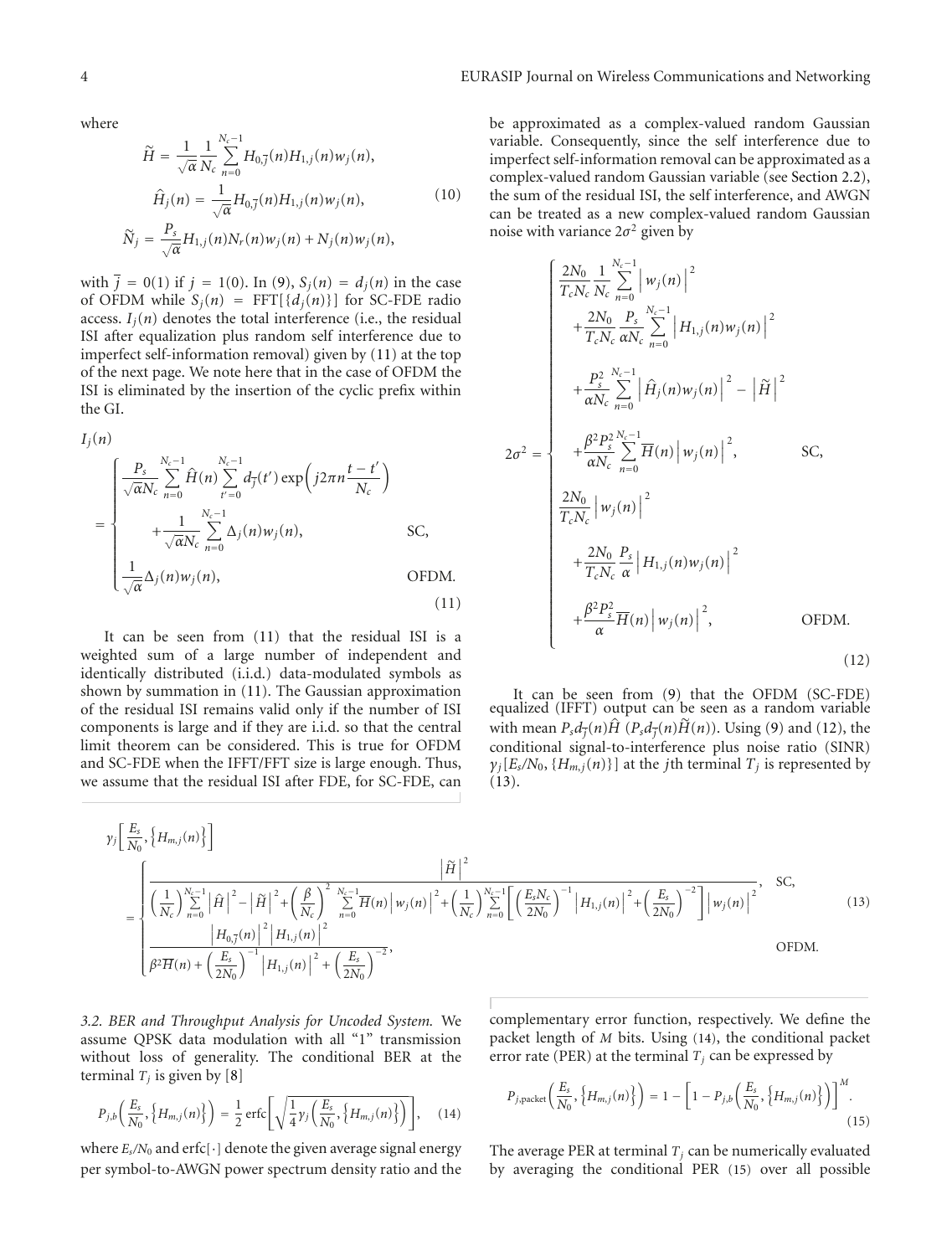where

$$\widetilde{H} = \frac{1}{\sqrt{\alpha}} \frac{1}{N_c} \sum_{n=0}^{N_c-1} H_{0,\overline{j}}(n) H_{1,j}(n) w_j(n),$$
$$\hat{H}_j(n) = \frac{1}{\sqrt{\alpha}} H_{0,\overline{j}}(n) H_{1,j}(n) w_j(n), \tag{10}$$
$$\widetilde{N}_j = \frac{P_s}{\sqrt{\alpha}} H_{1,j}(n) N_r(n) w_j(n) + N_j(n) w_j(n),$$

with $\overline{j} = 0(1)$ if $j = 1(0)$. In (9), $S_j(n) = d_j(n)$ in the case of OFDM while $S_j(n) = \text{FFT}[\{d_j(n)\}]$ for SC-FDE radio access. $I_j(n)$ denotes the total interference (i.e., the residual ISI after equalization plus random self interference due to imperfect self-information removal) given by (11) at the top of the next page. We note here that in the case of OFDM the ISI is eliminated by the insertion of the cyclic prefix within the GI.

$$I_j(n) = \begin{cases} \dfrac{P_s}{\sqrt{\alpha} N_c} \displaystyle\sum_{n=0}^{N_c-1} \hat{H}(n) \sum_{t'=0}^{N_c-1} d_{\overline{j}}(t') \exp\left(j2\pi n \frac{t-t'}{N_c}\right) \\ \quad + \dfrac{1}{\sqrt{\alpha} N_c} \displaystyle\sum_{n=0}^{N_c-1} \Delta_j(n) w_j(n), & \text{SC}, \\ \dfrac{1}{\sqrt{\alpha}} \Delta_j(n) w_j(n), & \text{OFDM}. \end{cases} \tag{11}$$

It can be seen from (11) that the residual ISI is a weighted sum of a large number of independent and identically distributed (i.i.d.) data-modulated symbols as shown by summation in (11). The Gaussian approximation of the residual ISI remains valid only if the number of ISI components is large and if they are i.i.d. so that the central limit theorem can be considered. This is true for OFDM and SC-FDE when the IFFT/FFT size is large enough. Thus, we assume that the residual ISI after FDE, for SC-FDE, can be approximated as a complex-valued random Gaussian variable. Consequently, since the self interference due to imperfect self-information removal can be approximated as a complex-valued random Gaussian variable (see Section 2.2), the sum of the residual ISI, the self interference, and AWGN can be treated as a new complex-valued random Gaussian noise with variance $2\sigma^2$ given by

$$2\sigma^2 = \begin{cases} \dfrac{2N_0}{T_c N_c} \dfrac{1}{N_c} \displaystyle\sum_{n=0}^{N_c-1} \left| w_j(n) \right|^2 \\ \quad + \dfrac{2N_0}{T_c N_c} \dfrac{P_s}{\alpha N_c} \displaystyle\sum_{n=0}^{N_c-1} \left| H_{1,j}(n) w_j(n) \right|^2 \\ \quad + \dfrac{P_s^2}{\alpha N_c} \displaystyle\sum_{n=0}^{N_c-1} \left| \hat{H}_j(n) w_j(n) \right|^2 - \left| \widetilde{H} \right|^2 \\ \quad + \dfrac{\beta^2 P_s^2}{\alpha N_c} \displaystyle\sum_{n=0}^{N_c-1} \overline{H}(n) \left| w_j(n) \right|^2, & \text{SC}, \\ \dfrac{2N_0}{T_c N_c} \left| w_j(n) \right|^2 \\ \quad + \dfrac{2N_0}{T_c N_c} \dfrac{P_s}{\alpha} \left| H_{1,j}(n) w_j(n) \right|^2 \\ \quad + \dfrac{\beta^2 P_s^2}{\alpha} \overline{H}(n) \left| w_j(n) \right|^2, & \text{OFDM}. \end{cases} \tag{12}$$

It can be seen from (9) that the OFDM (SC-FDE) equalized (IFFT) output can be seen as a random variable with mean $P_s d_{\overline{j}}(n) \hat{H}$ $(P_s d_{\overline{j}}(n) \widetilde{H}(n))$. Using (9) and (12), the conditional signal-to-interference plus noise ratio (SINR) $\gamma_j[E_s/N_0, \{H_{m,j}(n)\}]$ at the $j$th terminal $T_j$ is represented by (13).

$$\gamma_j\left[\frac{E_s}{N_0}, \left\{H_{m,j}(n)\right\}\right] = \begin{cases} \dfrac{\left|\widetilde{H}\right|^2}{\left(\dfrac{1}{N_c}\right) \displaystyle\sum_{n=0}^{N_c-1} \left|\hat{H}\right|^2 - \left|\widetilde{H}\right|^2 + \left(\dfrac{\beta}{N_c}\right)^2 \displaystyle\sum_{n=0}^{N_c-1} \overline{H}(n) \left|w_j(n)\right|^2 + \left(\dfrac{1}{N_c}\right) \displaystyle\sum_{n=0}^{N_c-1} \left[\left(\dfrac{E_s N_c}{2N_0}\right)^{-1} \left|H_{1,j}(n)\right|^2 + \left(\dfrac{E_s}{2N_0}\right)^{-2}\right] \left|w_j(n)\right|^2}, & \text{SC}, \\ \dfrac{\left|H_{0,\overline{j}}(n)\right|^2 \left|H_{1,j}(n)\right|^2}{\beta^2 \overline{H}(n) + \left(\dfrac{E_s}{2N_0}\right)^{-1} \left|H_{1,j}(n)\right|^2 + \left(\dfrac{E_s}{2N_0}\right)^{-2}}, & \text{OFDM}. \end{cases} \tag{13}$$

*3.2. BER and Throughput Analysis for Uncoded System.* We assume QPSK data modulation with all "1" transmission without loss of generality. The conditional BER at the terminal $T_j$ is given by [8]

$$P_{j,b}\left(\frac{E_s}{N_0}, \left\{H_{m,j}(n)\right\}\right) = \frac{1}{2} \operatorname{erfc}\left[\sqrt{\frac{1}{4} \gamma_j\left(\frac{E_s}{N_0}, \left\{H_{m,j}(n)\right\}\right)}\right], \tag{14}$$

where $E_s/N_0$ and $\operatorname{erfc}[\cdot]$ denote the given average signal energy per symbol-to-AWGN power spectrum density ratio and the complementary error function, respectively. We define the packet length of $M$ bits. Using (14), the conditional packet error rate (PER) at the terminal $T_j$ can be expressed by

$$P_{j,\text{packet}}\left(\frac{E_s}{N_0}, \left\{H_{m,j}\right\}\right) = 1 - \left[1 - P_{j,b}\left(\frac{E_s}{N_0}, \left\{H_{m,j}(n)\right\}\right)\right]^M. \tag{15}$$

The average PER at terminal $T_j$ can be numerically evaluated by averaging the conditional PER (15) over all possible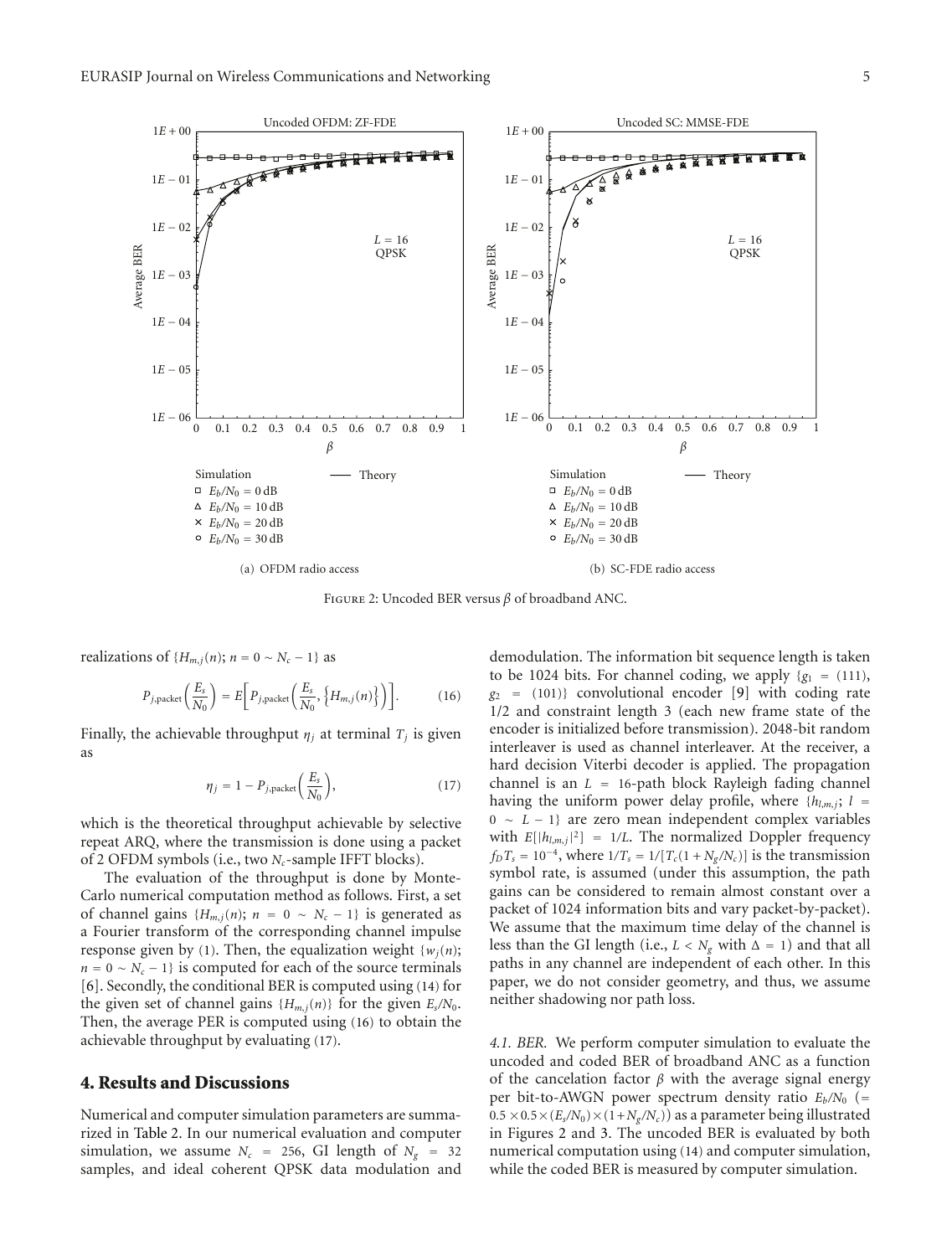FIGURE 2: Uncoded BER versus $\beta$ of broadband ANC.

realizations of $\{H_{m,j}(n);\ n = 0 \sim N_c - 1\}$ as

$$P_{j,\text{packet}}\left(\frac{E_s}{N_0}\right) = E\left[P_{j,\text{packet}}\left(\frac{E_s}{N_0}, \left\{H_{m,j}(n)\right\}\right)\right]. \tag{16}$$

Finally, the achievable throughput $\eta_j$ at terminal $T_j$ is given as

$$\eta_j = 1 - P_{j,\text{packet}}\left(\frac{E_s}{N_0}\right), \tag{17}$$

which is the theoretical throughput achievable by selective repeat ARQ, where the transmission is done using a packet of 2 OFDM symbols (i.e., two $N_c$-sample IFFT blocks).

The evaluation of the throughput is done by Monte-Carlo numerical computation method as follows. First, a set of channel gains $\{H_{m,j}(n);\ n = 0 \sim N_c - 1\}$ is generated as a Fourier transform of the corresponding channel impulse response given by (1). Then, the equalization weight $\{w_j(n);\ n = 0 \sim N_c - 1\}$ is computed for each of the source terminals [6]. Secondly, the conditional BER is computed using (14) for the given set of channel gains $\{H_{m,j}(n)\}$ for the given $E_s/N_0$. Then, the average PER is computed using (16) to obtain the achievable throughput by evaluating (17).

## 4. Results and Discussions

Numerical and computer simulation parameters are summarized in Table 2. In our numerical evaluation and computer simulation, we assume $N_c = 256$, GI length of $N_g = 32$ samples, and ideal coherent QPSK data modulation and demodulation. The information bit sequence length is taken to be 1024 bits. For channel coding, we apply $\{g_1 = (111),\ g_2 = (101)\}$ convolutional encoder [9] with coding rate 1/2 and constraint length 3 (each new frame state of the encoder is initialized before transmission). 2048-bit random interleaver is used as channel interleaver. At the receiver, a hard decision Viterbi decoder is applied. The propagation channel is an $L = 16$-path block Rayleigh fading channel having the uniform power delay profile, where $\{h_{l,m,j};\ l = 0 \sim L - 1\}$ are zero mean independent complex variables with $E[|h_{l,m,j}|^2] = 1/L$. The normalized Doppler frequency $f_D T_s = 10^{-4}$, where $1/T_s = 1/[T_c(1 + N_g/N_c)]$ is the transmission symbol rate, is assumed (under this assumption, the path gains can be considered to remain almost constant over a packet of 1024 information bits and vary packet-by-packet). We assume that the maximum time delay of the channel is less than the GI length (i.e., $L < N_g$ with $\Delta = 1$) and that all paths in any channel are independent of each other. In this paper, we do not consider geometry, and thus, we assume neither shadowing nor path loss.

*4.1. BER.* We perform computer simulation to evaluate the uncoded and coded BER of broadband ANC as a function of the cancelation factor $\beta$ with the average signal energy per bit-to-AWGN power spectrum density ratio $E_b/N_0$ ($= 0.5 \times 0.5 \times (E_s/N_0) \times (1 + N_g/N_c)$) as a parameter being illustrated in Figures 2 and 3. The uncoded BER is evaluated by both numerical computation using (14) and computer simulation, while the coded BER is measured by computer simulation.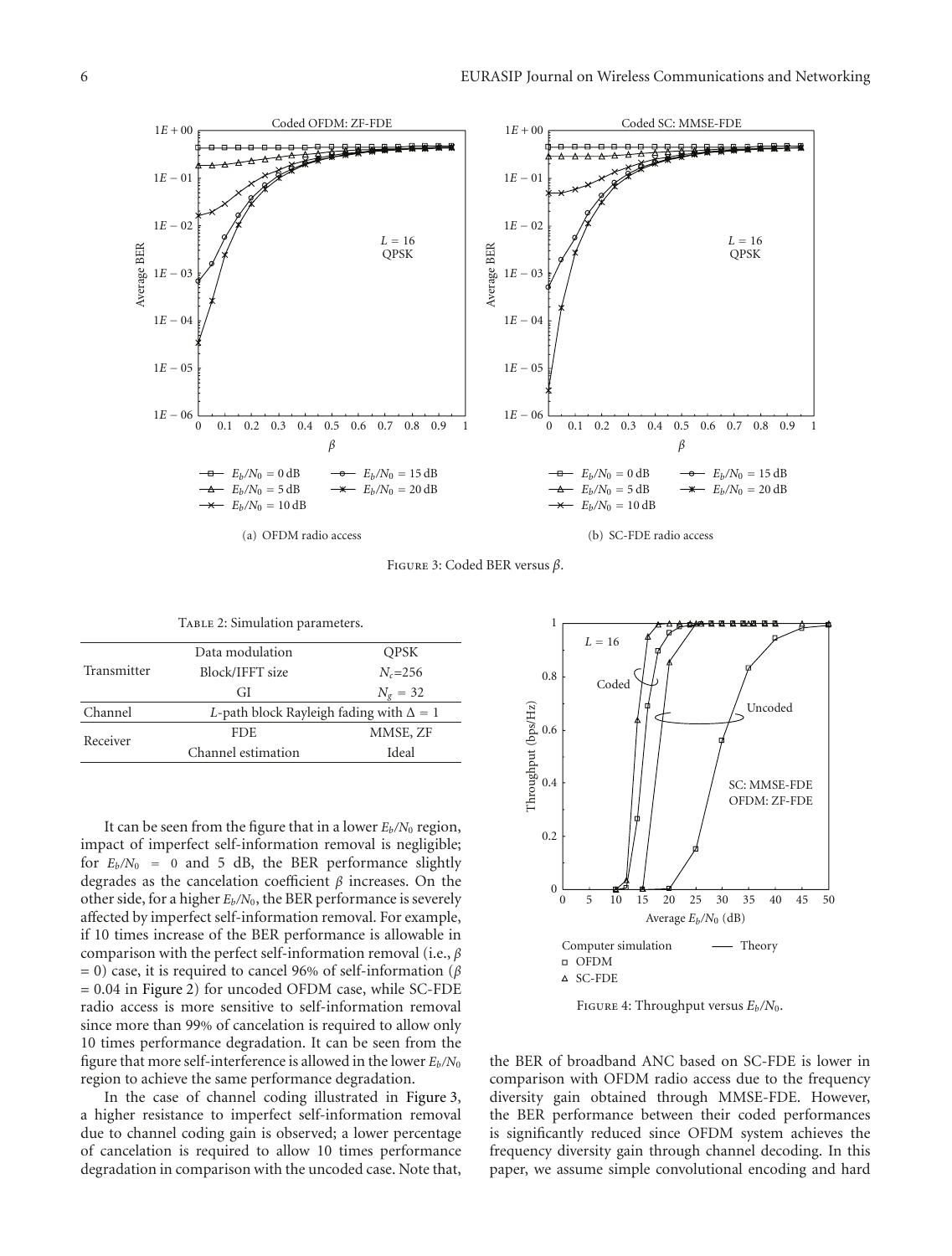FIGURE 3: Coded BER versus $\beta$.

(a) OFDM radio access

(b) SC-FDE radio access

TABLE 2: Simulation parameters.

| | | |
|---|---|---|
| Transmitter | Data modulation | QPSK |
| | Block/IFFT size | $N_c$=256 |
| | GI | $N_g$ = 32 |
| Channel | $L$-path block Rayleigh fading with $\Delta$ = 1 | |
| Receiver | FDE | MMSE, ZF |
| | Channel estimation | Ideal |

It can be seen from the figure that in a lower $E_b/N_0$ region, impact of imperfect self-information removal is negligible; for $E_b/N_0$ = 0 and 5 dB, the BER performance slightly degrades as the cancelation coefficient $\beta$ increases. On the other side, for a higher $E_b/N_0$, the BER performance is severely affected by imperfect self-information removal. For example, if 10 times increase of the BER performance is allowable in comparison with the perfect self-information removal (i.e., $\beta$ = 0) case, it is required to cancel 96% of self-information ($\beta$ = 0.04 in Figure 2) for uncoded OFDM case, while SC-FDE radio access is more sensitive to self-information removal since more than 99% of cancelation is required to allow only 10 times performance degradation. It can be seen from the figure that more self-interference is allowed in the lower $E_b/N_0$ region to achieve the same performance degradation.

In the case of channel coding illustrated in Figure 3, a higher resistance to imperfect self-information removal due to channel coding gain is observed; a lower percentage of cancelation is required to allow 10 times performance degradation in comparison with the uncoded case. Note that, the BER of broadband ANC based on SC-FDE is lower in comparison with OFDM radio access due to the frequency diversity gain obtained through MMSE-FDE. However, the BER performance between their coded performances is significantly reduced since OFDM system achieves the frequency diversity gain through channel decoding. In this paper, we assume simple convolutional encoding and hard

FIGURE 4: Throughput versus $E_b/N_0$.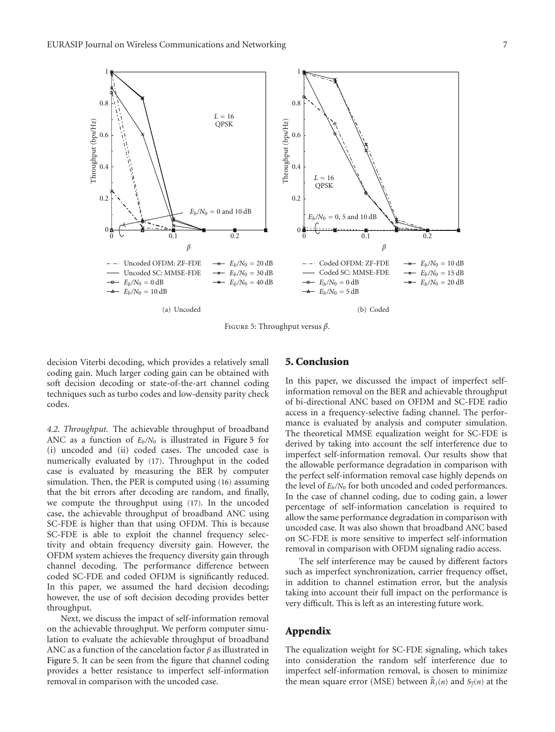Throughput (bps/Hz)

1

0.8

0.6

0.4

0.2

0

0

0.1

0.2

$\beta$

$L = 16$
QPSK

$E_b/N_0 = 0$ and 10 dB

Uncoded OFDM: ZF-FDE

Uncoded SC: MMSE-FDE

$E_b/N_0 = 0$ dB

$E_b/N_0 = 10$ dB

$E_b/N_0 = 20$ dB

$E_b/N_0 = 30$ dB

$E_b/N_0 = 40$ dB

(a) Uncoded

Throughput (bps/Hz)

1

0.8

0.6

0.4

0.2

0

0

0.1

0.2

$\beta$

$L = 16$
QPSK

$E_b/N_0 = 0$, 5 and 10 dB

Coded OFDM: ZF-FDE

Coded SC: MMSE-FDE

$E_b/N_0 = 0$ dB

$E_b/N_0 = 5$ dB

$E_b/N_0 = 10$ dB

$E_b/N_0 = 15$ dB

$E_b/N_0 = 20$ dB

(b) Coded

Figure 5: Throughput versus $\beta$.

decision Viterbi decoding, which provides a relatively small coding gain. Much larger coding gain can be obtained with soft decision decoding or state-of-the-art channel coding techniques such as turbo codes and low-density parity check codes.

*4.2. Throughput.* The achievable throughput of broadband ANC as a function of $E_b/N_0$ is illustrated in Figure 5 for (i) uncoded and (ii) coded cases. The uncoded case is numerically evaluated by (17). Throughput in the coded case is evaluated by measuring the BER by computer simulation. Then, the PER is computed using (16) assuming that the bit errors after decoding are random, and finally, we compute the throughput using (17). In the uncoded case, the achievable throughput of broadband ANC using SC-FDE is higher than that using OFDM. This is because SC-FDE is able to exploit the channel frequency selectivity and obtain frequency diversity gain. However, the OFDM system achieves the frequency diversity gain through channel decoding. The performance difference between coded SC-FDE and coded OFDM is significantly reduced. In this paper, we assumed the hard decision decoding; however, the use of soft decision decoding provides better throughput.

Next, we discuss the impact of self-information removal on the achievable throughput. We perform computer simulation to evaluate the achievable throughput of broadband ANC as a function of the cancelation factor $\beta$ as illustrated in Figure 5. It can be seen from the figure that channel coding provides a better resistance to imperfect self-information removal in comparison with the uncoded case.

## 5. Conclusion

In this paper, we discussed the impact of imperfect self-information removal on the BER and achievable throughput of bi-directional ANC based on OFDM and SC-FDE radio access in a frequency-selective fading channel. The performance is evaluated by analysis and computer simulation. The theoretical MMSE equalization weight for SC-FDE is derived by taking into account the self interference due to imperfect self-information removal. Our results show that the allowable performance degradation in comparison with the perfect self-information removal case highly depends on the level of $E_b/N_0$ for both uncoded and coded performances. In the case of channel coding, due to coding gain, a lower percentage of self-information cancelation is required to allow the same performance degradation in comparison with uncoded case. It was also shown that broadband ANC based on SC-FDE is more sensitive to imperfect self-information removal in comparison with OFDM signaling radio access.

The self interference may be caused by different factors such as imperfect synchronization, carrier frequency offset, in addition to channel estimation error, but the analysis taking into account their full impact on the performance is very difficult. This is left as an interesting future work.

## Appendix

The equalization weight for SC-FDE signaling, which takes into consideration the random self interference due to imperfect self-information removal, is chosen to minimize the mean square error (MSE) between $\hat{R}_j(n)$ and $S_{\overline{j}}(n)$ at the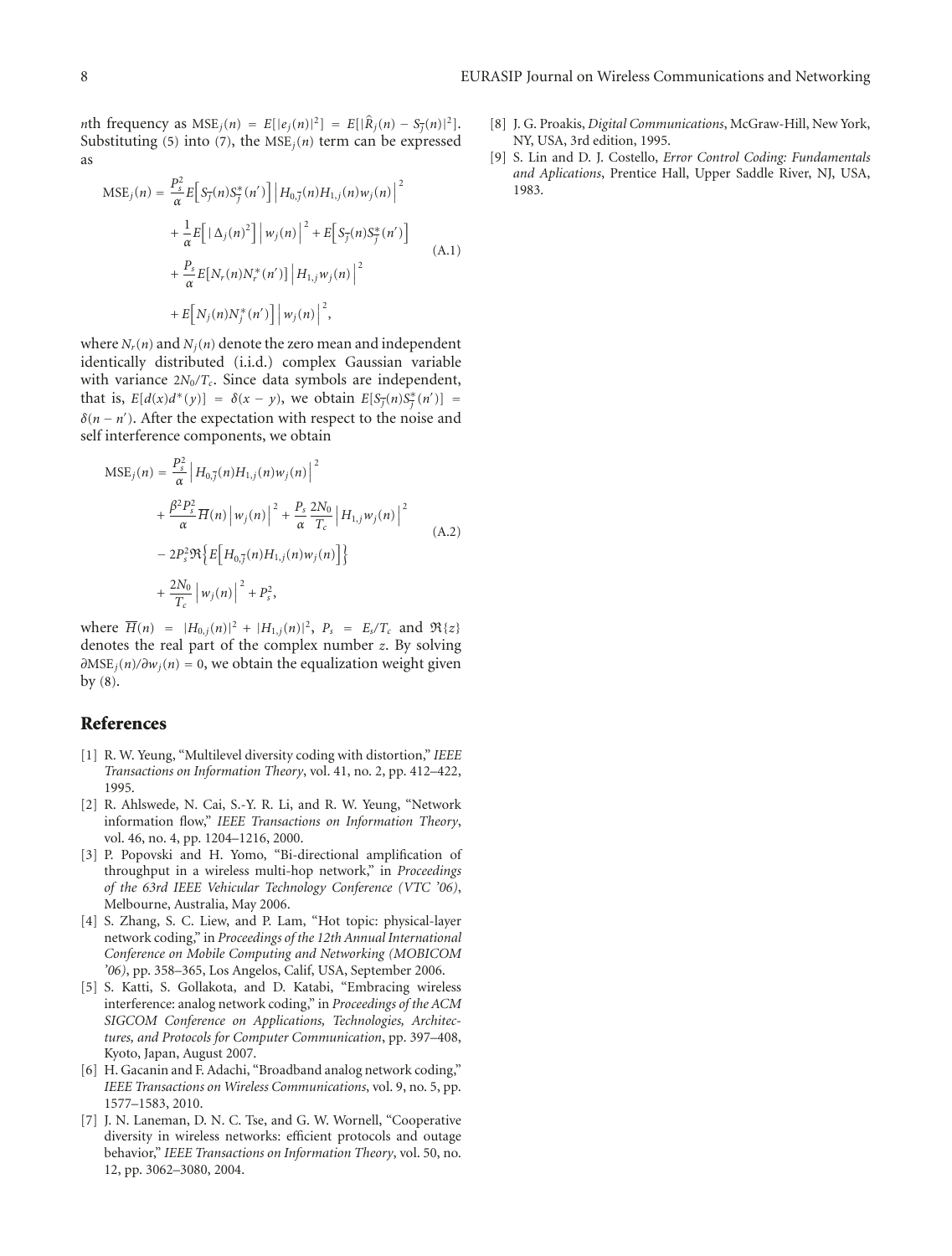$n$th frequency as $\mathrm{MSE}_j(n) = E[|e_j(n)|^2] = E[|\hat{R}_j(n) - S_{\bar{j}}(n)|^2]$. Substituting (5) into (7), the $\mathrm{MSE}_j(n)$ term can be expressed as

$$
\begin{aligned}
\mathrm{MSE}_j(n) = {} & \frac{P_s^2}{\alpha} E\Big[S_{\bar{j}}(n) S_{\bar{j}}^*(n')\Big] \Big| H_{0,\bar{j}}(n) H_{1,j}(n) w_j(n) \Big|^2 \\
& + \frac{1}{\alpha} E\Big[\,|\,\Delta_j(n)^2\Big] \Big| w_j(n) \Big|^2 + E\Big[S_{\bar{j}}(n) S_{\bar{j}}^*(n')\Big] \\
& + \frac{P_s}{\alpha} E\big[N_r(n) N_r^*(n')\big] \Big| H_{1,j} w_j(n) \Big|^2 \\
& + E\Big[N_j(n) N_j^*(n')\Big] \Big| w_j(n) \Big|^2,
\end{aligned}
\tag{A.1}
$$

where $N_r(n)$ and $N_j(n)$ denote the zero mean and independent identically distributed (i.i.d.) complex Gaussian variable with variance $2N_0/T_c$. Since data symbols are independent, that is, $E[d(x)d^*(y)] = \delta(x - y)$, we obtain $E[S_{\bar{j}}(n) S_{\bar{j}}^*(n')] = \delta(n - n')$. After the expectation with respect to the noise and self interference components, we obtain

$$
\begin{aligned}
\mathrm{MSE}_j(n) = {} & \frac{P_s^2}{\alpha} \Big| H_{0,\bar{j}}(n) H_{1,j}(n) w_j(n) \Big|^2 \\
& + \frac{\beta^2 P_s^2}{\alpha} \overline{H}(n) \Big| w_j(n) \Big|^2 + \frac{P_s}{\alpha} \frac{2N_0}{T_c} \Big| H_{1,j} w_j(n) \Big|^2 \\
& - 2P_s^2 \Re\Big\{ E\Big[ H_{0,\bar{j}}(n) H_{1,j}(n) w_j(n) \Big] \Big\} \\
& + \frac{2N_0}{T_c} \Big| w_j(n) \Big|^2 + P_s^2,
\end{aligned}
\tag{A.2}
$$

where $\overline{H}(n) = |H_{0,j}(n)|^2 + |H_{1,j}(n)|^2$, $P_s = E_s/T_c$ and $\Re\{z\}$ denotes the real part of the complex number $z$. By solving $\partial \mathrm{MSE}_j(n)/\partial w_j(n) = 0$, we obtain the equalization weight given by (8).

## References

[1] R. W. Yeung, "Multilevel diversity coding with distortion," *IEEE Transactions on Information Theory*, vol. 41, no. 2, pp. 412–422, 1995.

[2] R. Ahlswede, N. Cai, S.-Y. R. Li, and R. W. Yeung, "Network information flow," *IEEE Transactions on Information Theory*, vol. 46, no. 4, pp. 1204–1216, 2000.

[3] P. Popovski and H. Yomo, "Bi-directional amplification of throughput in a wireless multi-hop network," in *Proceedings of the 63rd IEEE Vehicular Technology Conference (VTC '06)*, Melbourne, Australia, May 2006.

[4] S. Zhang, S. C. Liew, and P. Lam, "Hot topic: physical-layer network coding," in *Proceedings of the 12th Annual International Conference on Mobile Computing and Networking (MOBICOM '06)*, pp. 358–365, Los Angelos, Calif, USA, September 2006.

[5] S. Katti, S. Gollakota, and D. Katabi, "Embracing wireless interference: analog network coding," in *Proceedings of the ACM SIGCOM Conference on Applications, Technologies, Architectures, and Protocols for Computer Communication*, pp. 397–408, Kyoto, Japan, August 2007.

[6] H. Gacanin and F. Adachi, "Broadband analog network coding," *IEEE Transactions on Wireless Communications*, vol. 9, no. 5, pp. 1577–1583, 2010.

[7] J. N. Laneman, D. N. C. Tse, and G. W. Wornell, "Cooperative diversity in wireless networks: efficient protocols and outage behavior," *IEEE Transactions on Information Theory*, vol. 50, no. 12, pp. 3062–3080, 2004.

[8] J. G. Proakis, *Digital Communications*, McGraw-Hill, New York, NY, USA, 3rd edition, 1995.

[9] S. Lin and D. J. Costello, *Error Control Coding: Fundamentals and Aplications*, Prentice Hall, Upper Saddle River, NJ, USA, 1983.